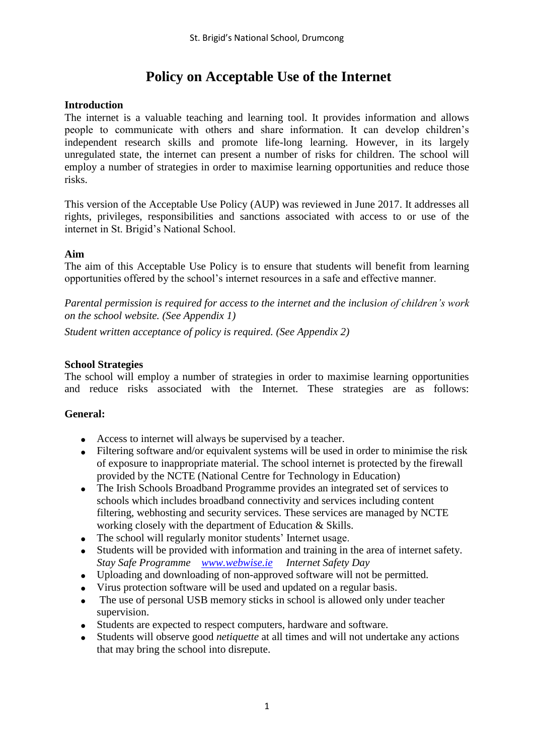# Policy on Acceptable Use of the Internet

**Introduction**

The internet is a valuable teaching and learning tool. It provides information and allows people to communicate with others and share information. It can develop children's independent research skills and promote life-long learning. However, in its largely unregulated state, the internet can present a number of risks for children. The school will employ a number of strategies in order to maximise learning opportunities and reduce those risks.

This version of the Acceptable Use Policy (AUP) was reviewed in June 2017. It addresses all rights, privileges, responsibilities and sanctions associated with access to or use of the internet in St. Brigid's National School.

**Aim**

The aim of this Acceptable Use Policy is to ensure that students will benefit from learning opportunities offered by the school's internet resources in a safe and effective manner.

*Parental permission is required for access to the internet and the inclusion of children's work on the school website. (See Appendix 1)*

*Student written acceptance of policy is required. (See Appendix 2)*

**School Strategies**

The school will employ a number of strategies in order to maximise learning opportunities and reduce risks associated with the Internet. These strategies are as follows:

**General:**

- Access to internet will always be supervised by a teacher.
- Filtering software and/or equivalent systems will be used in order to minimise the risk of exposure to inappropriate material. The school internet is protected by the firewall provided by the NCTE (National Centre for Technology in Education)
- The Irish Schools Broadband Programme provides an integrated set of services to schools which includes broadband connectivity and services including content filtering, webhosting and security services. These services are managed by NCTE working closely with the department of Education & Skills.
- The school will regularly monitor students' Internet usage.
- Students will be provided with information and training in the area of internet safety. *Stay Safe Programme* *www.webwise.ie* *Internet Safety Day*
- Uploading and downloading of non-approved software will not be permitted.
- Virus protection software will be used and updated on a regular basis.
- The use of personal USB memory sticks in school is allowed only under teacher supervision.
- Students are expected to respect computers, hardware and software.
- Students will observe good *netiquette* at all times and will not undertake any actions that may bring the school into disrepute.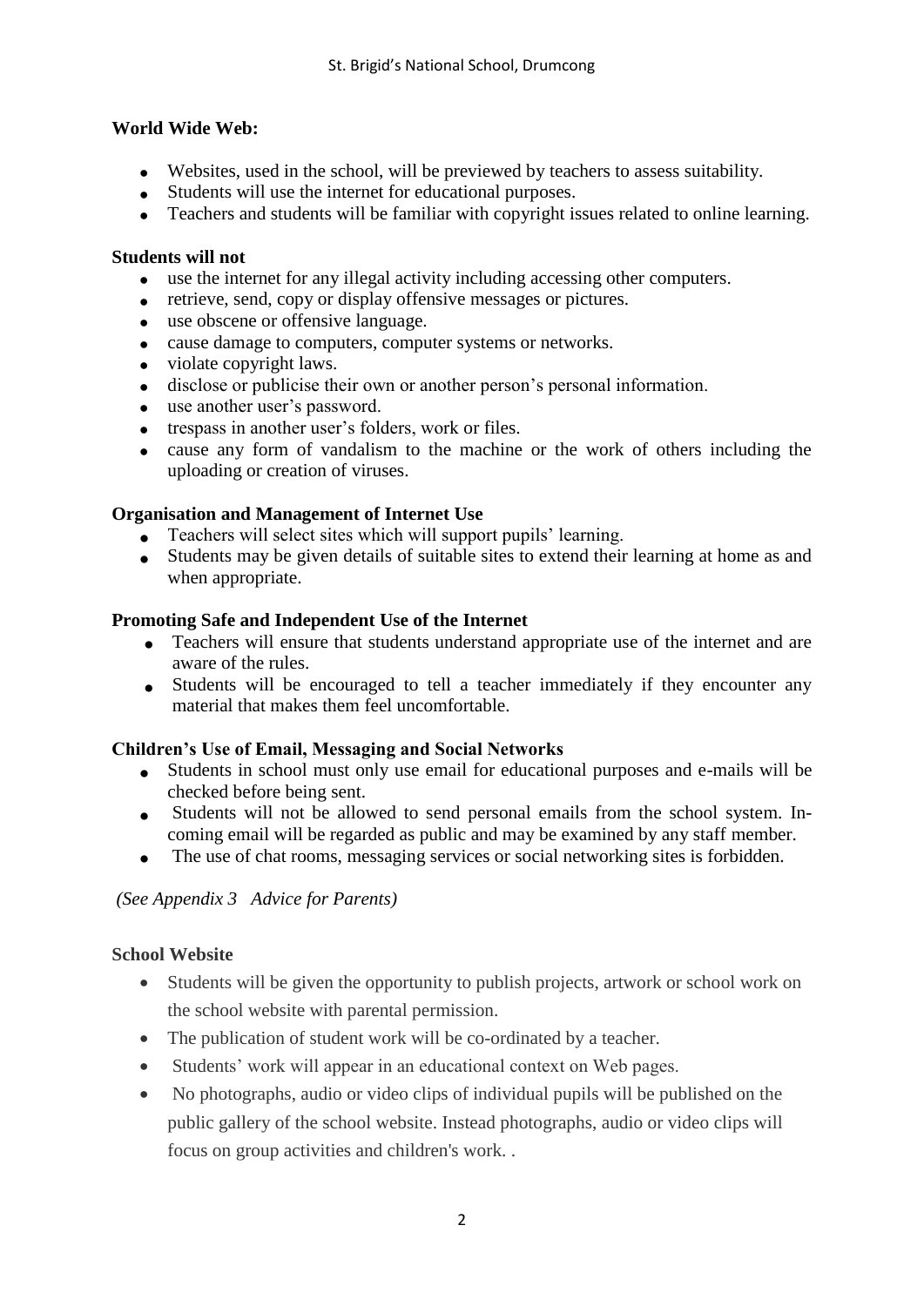**World Wide Web:**

- Websites, used in the school, will be previewed by teachers to assess suitability.
- Students will use the internet for educational purposes.
- Teachers and students will be familiar with copyright issues related to online learning.

**Students will not**

- use the internet for any illegal activity including accessing other computers.
- retrieve, send, copy or display offensive messages or pictures.
- use obscene or offensive language.
- cause damage to computers, computer systems or networks.
- violate copyright laws.
- disclose or publicise their own or another person's personal information.
- use another user's password.
- trespass in another user's folders, work or files.
- cause any form of vandalism to the machine or the work of others including the uploading or creation of viruses.

**Organisation and Management of Internet Use**

- Teachers will select sites which will support pupils' learning.
- Students may be given details of suitable sites to extend their learning at home as and when appropriate.

**Promoting Safe and Independent Use of the Internet**

- Teachers will ensure that students understand appropriate use of the internet and are aware of the rules.
- Students will be encouraged to tell a teacher immediately if they encounter any material that makes them feel uncomfortable.

**Children's Use of Email, Messaging and Social Networks**

- Students in school must only use email for educational purposes and e-mails will be checked before being sent.
- Students will not be allowed to send personal emails from the school system. In-coming email will be regarded as public and may be examined by any staff member.
- The use of chat rooms, messaging services or social networking sites is forbidden.

*(See Appendix 3 Advice for Parents)*

**School Website**

- Students will be given the opportunity to publish projects, artwork or school work on the school website with parental permission.
- The publication of student work will be co-ordinated by a teacher.
- Students' work will appear in an educational context on Web pages.
- No photographs, audio or video clips of individual pupils will be published on the public gallery of the school website. Instead photographs, audio or video clips will focus on group activities and children's work. .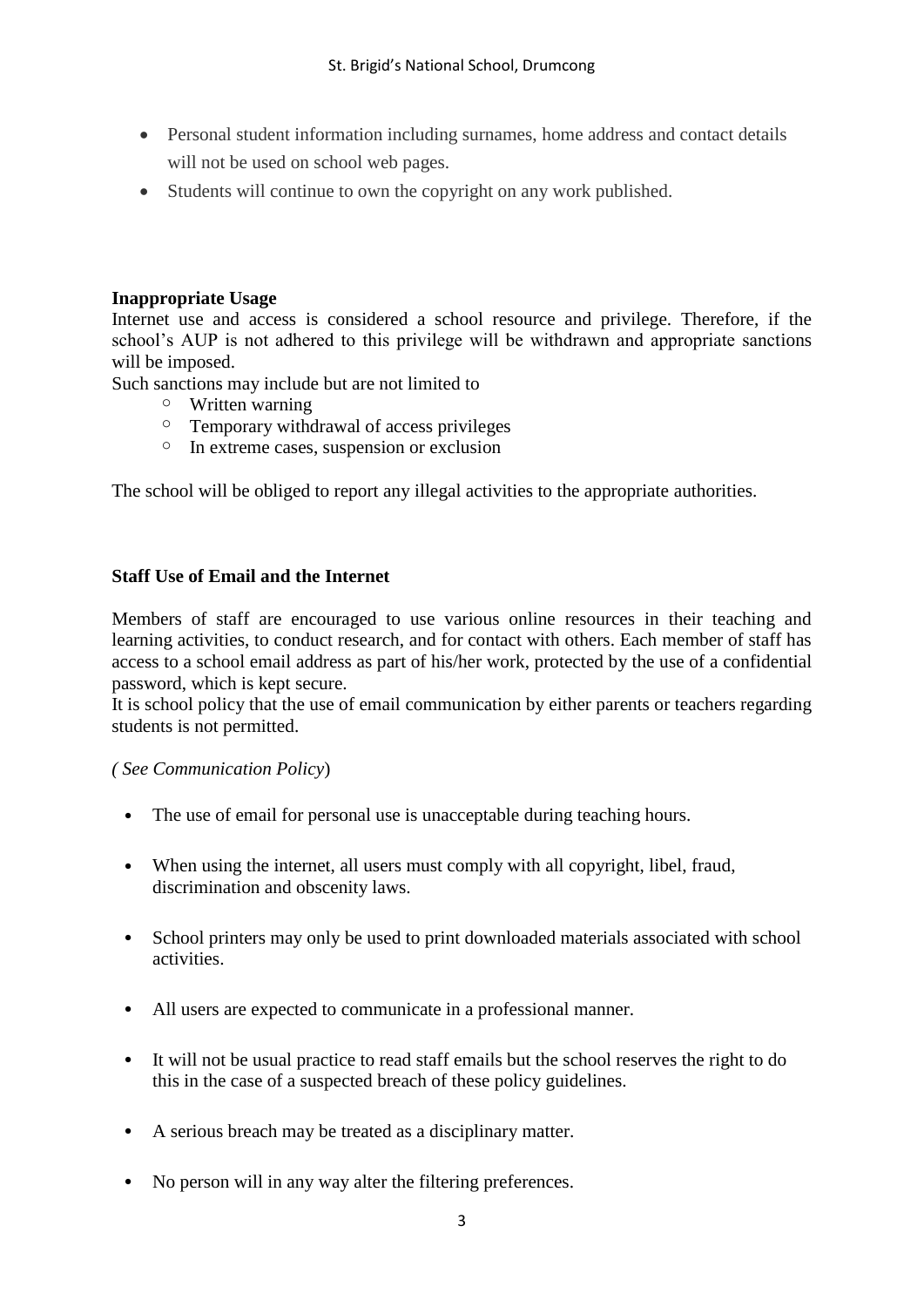- Personal student information including surnames, home address and contact details will not be used on school web pages.
- Students will continue to own the copyright on any work published.

**Inappropriate Usage**

Internet use and access is considered a school resource and privilege. Therefore, if the school's AUP is not adhered to this privilege will be withdrawn and appropriate sanctions will be imposed.

Such sanctions may include but are not limited to

- Written warning
- Temporary withdrawal of access privileges
- In extreme cases, suspension or exclusion

The school will be obliged to report any illegal activities to the appropriate authorities.

**Staff Use of Email and the Internet**

Members of staff are encouraged to use various online resources in their teaching and learning activities, to conduct research, and for contact with others. Each member of staff has access to a school email address as part of his/her work, protected by the use of a confidential password, which is kept secure.

It is school policy that the use of email communication by either parents or teachers regarding students is not permitted.

*( See Communication Policy*)

- The use of email for personal use is unacceptable during teaching hours.
- When using the internet, all users must comply with all copyright, libel, fraud, discrimination and obscenity laws.
- School printers may only be used to print downloaded materials associated with school activities.
- All users are expected to communicate in a professional manner.
- It will not be usual practice to read staff emails but the school reserves the right to do this in the case of a suspected breach of these policy guidelines.
- A serious breach may be treated as a disciplinary matter.
- No person will in any way alter the filtering preferences.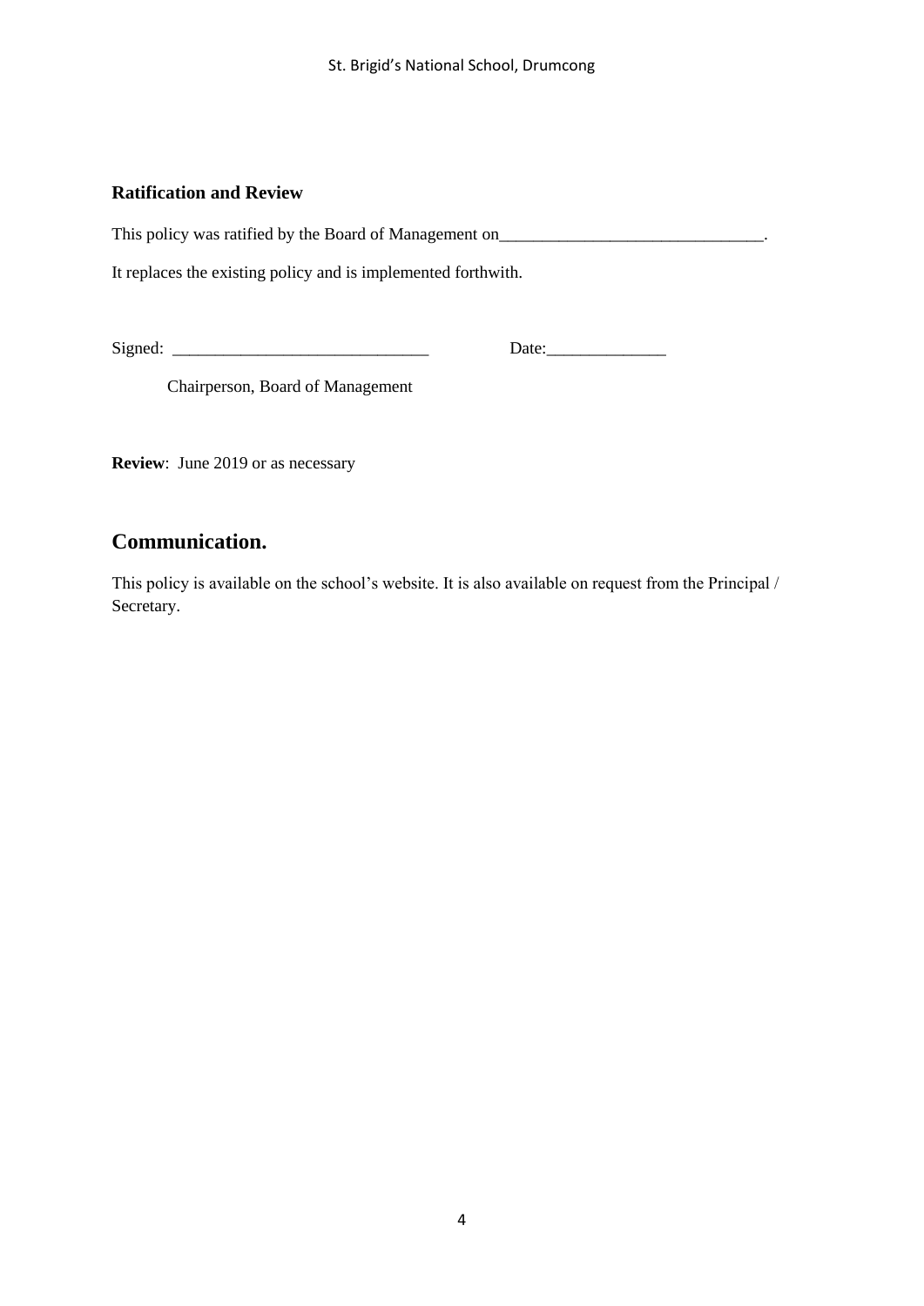### Ratification and Review

This policy was ratified by the Board of Management on_______________________________.

It replaces the existing policy and is implemented forthwith.

Signed: ______________________________ Date:______________

Chairperson, Board of Management

**Review**: June 2019 or as necessary

## Communication.

This policy is available on the school's website. It is also available on request from the Principal / Secretary.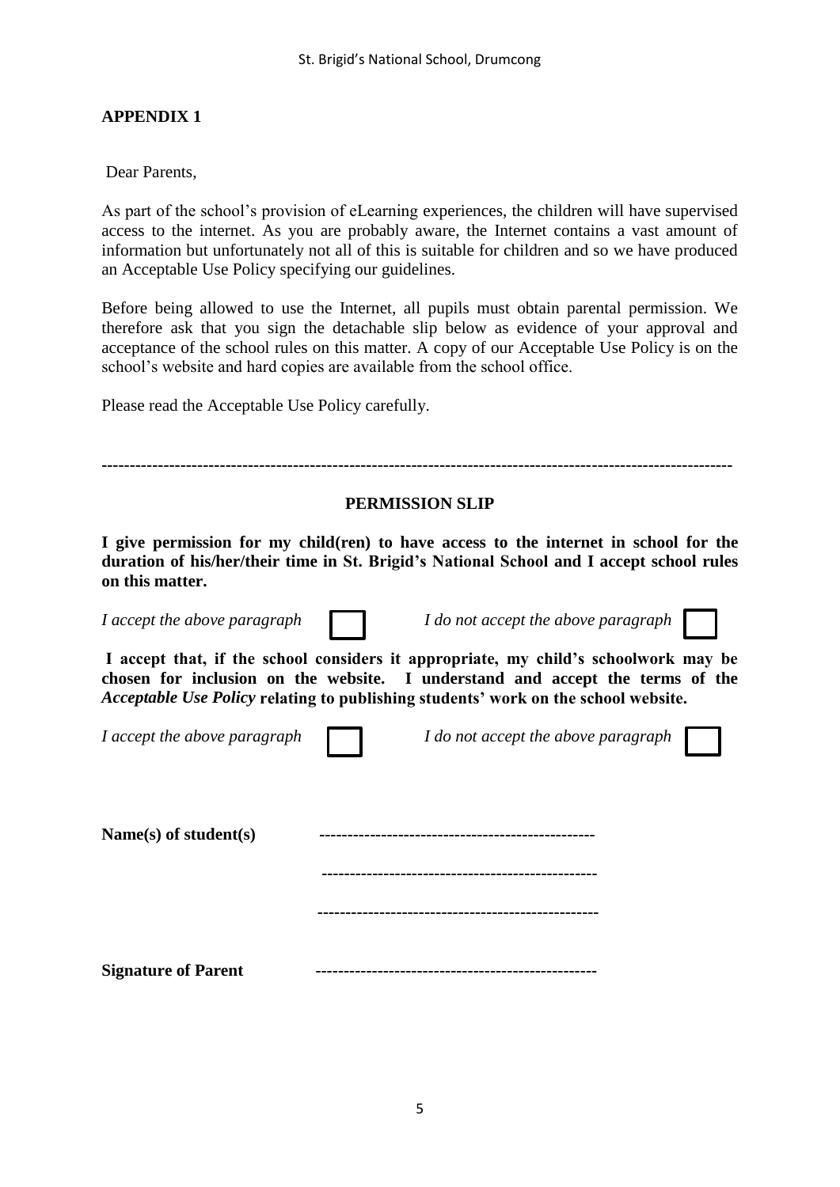## APPENDIX 1

Dear Parents,

As part of the school's provision of eLearning experiences, the children will have supervised access to the internet. As you are probably aware, the Internet contains a vast amount of information but unfortunately not all of this is suitable for children and so we have produced an Acceptable Use Policy specifying our guidelines.

Before being allowed to use the Internet, all pupils must obtain parental permission. We therefore ask that you sign the detachable slip below as evidence of your approval and acceptance of the school rules on this matter. A copy of our Acceptable Use Policy is on the school's website and hard copies are available from the school office.

Please read the Acceptable Use Policy carefully.

---

### PERMISSION SLIP

**I give permission for my child(ren) to have access to the internet in school for the duration of his/her/their time in St. Brigid's National School and I accept school rules on this matter.**

*I accept the above paragraph* ☐ *I do not accept the above paragraph* ☐

**I accept that, if the school considers it appropriate, my child's schoolwork may be chosen for inclusion on the website. I understand and accept the terms of the *Acceptable Use Policy* relating to publishing students' work on the school website.**

*I accept the above paragraph* ☐ *I do not accept the above paragraph* ☐

**Name(s) of student(s)** ------------------------------------------------

------------------------------------------------

------------------------------------------------

**Signature of Parent** ------------------------------------------------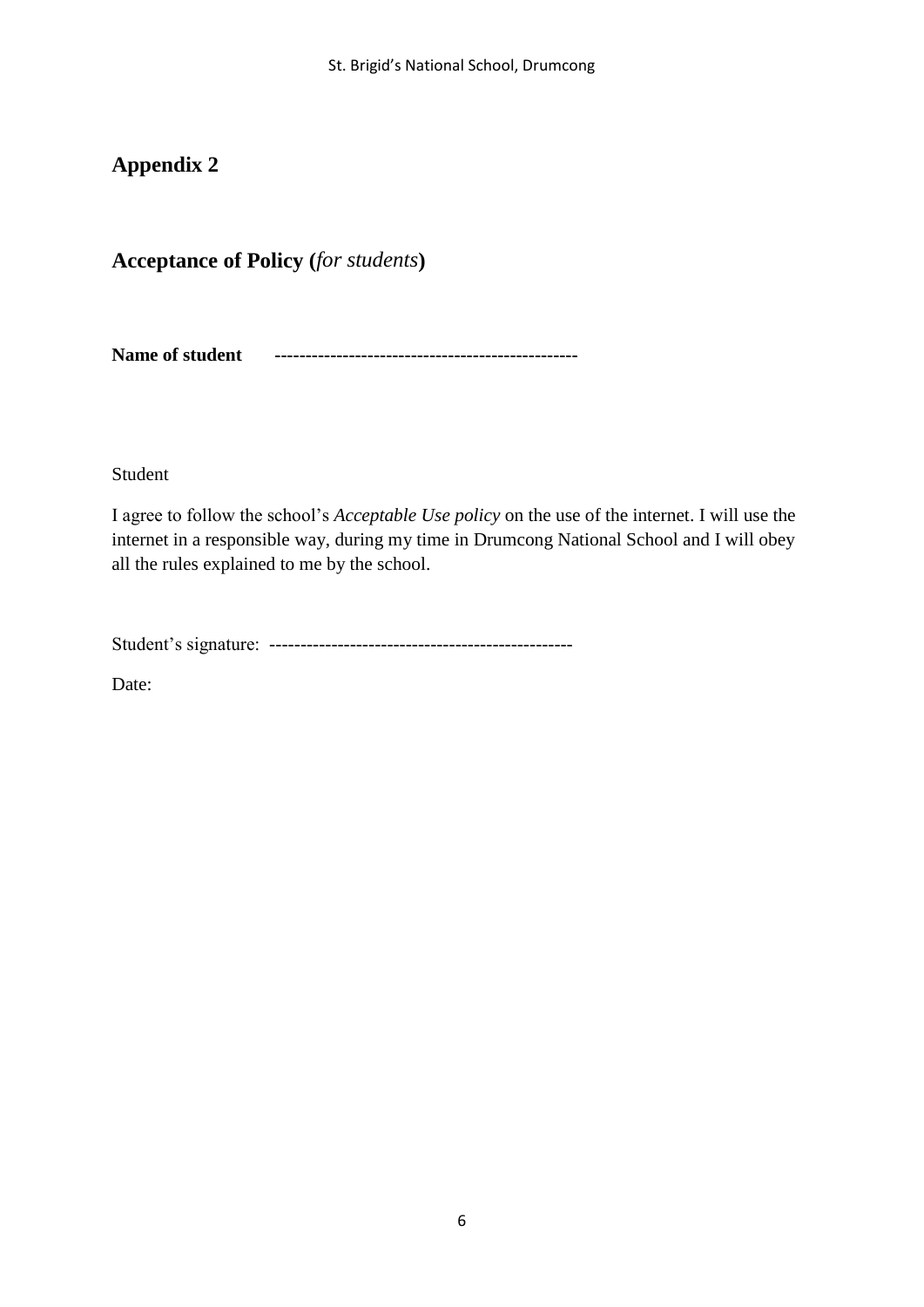# Appendix 2

## Acceptance of Policy (*for students*)

**Name of student** ------------------------------------------------

Student

I agree to follow the school's *Acceptable Use policy* on the use of the internet. I will use the internet in a responsible way, during my time in Drumcong National School and I will obey all the rules explained to me by the school.

Student's signature: ------------------------------------------------

Date: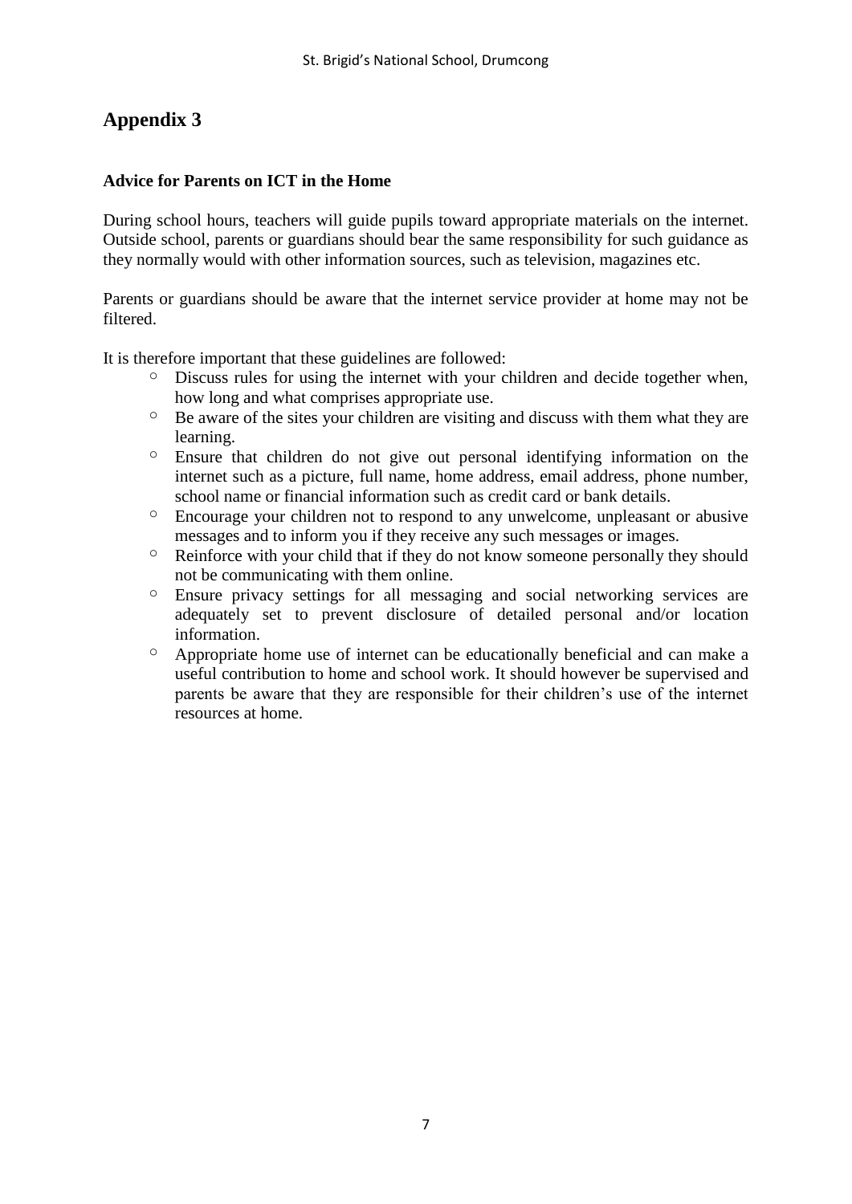# Appendix 3

**Advice for Parents on ICT in the Home**

During school hours, teachers will guide pupils toward appropriate materials on the internet. Outside school, parents or guardians should bear the same responsibility for such guidance as they normally would with other information sources, such as television, magazines etc.

Parents or guardians should be aware that the internet service provider at home may not be filtered.

It is therefore important that these guidelines are followed:

- Discuss rules for using the internet with your children and decide together when, how long and what comprises appropriate use.
- Be aware of the sites your children are visiting and discuss with them what they are learning.
- Ensure that children do not give out personal identifying information on the internet such as a picture, full name, home address, email address, phone number, school name or financial information such as credit card or bank details.
- Encourage your children not to respond to any unwelcome, unpleasant or abusive messages and to inform you if they receive any such messages or images.
- Reinforce with your child that if they do not know someone personally they should not be communicating with them online.
- Ensure privacy settings for all messaging and social networking services are adequately set to prevent disclosure of detailed personal and/or location information.
- Appropriate home use of internet can be educationally beneficial and can make a useful contribution to home and school work. It should however be supervised and parents be aware that they are responsible for their children's use of the internet resources at home.